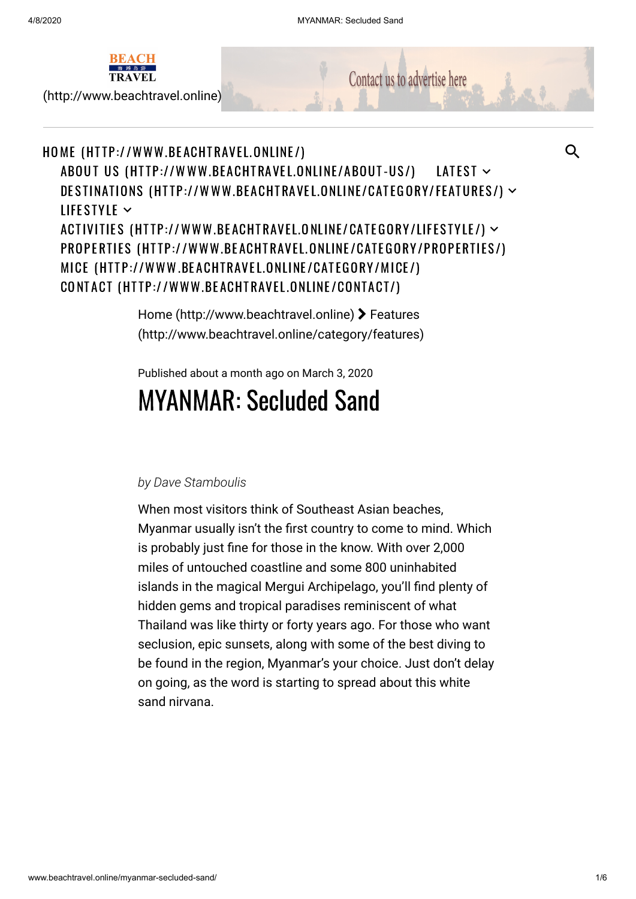BEACH TRAVEL (http://www.beachtravel.online)

Contact us to advertise here

HOME (HTTP://WWW.BEACHTRAVEL.ONLINE/)
ABOUT US (HTTP://WWW.BEACHTRAVEL.ONLINE/ABOUT-US/) LATEST
DESTINATIONS (HTTP://WWW.BEACHTRAVEL.ONLINE/CATEGORY/FEATURES/)
LIFESTYLE
ACTIVITIES (HTTP://WWW.BEACHTRAVEL.ONLINE/CATEGORY/LIFESTYLE/)
PROPERTIES (HTTP://WWW.BEACHTRAVEL.ONLINE/CATEGORY/PROPERTIES/)
MICE (HTTP://WWW.BEACHTRAVEL.ONLINE/CATEGORY/MICE/)
CONTACT (HTTP://WWW.BEACHTRAVEL.ONLINE/CONTACT/)

Home (http://www.beachtravel.online) > Features (http://www.beachtravel.online/category/features)

Published about a month ago on March 3, 2020

# MYANMAR: Secluded Sand

*by Dave Stamboulis*

When most visitors think of Southeast Asian beaches, Myanmar usually isn't the first country to come to mind. Which is probably just fine for those in the know. With over 2,000 miles of untouched coastline and some 800 uninhabited islands in the magical Mergui Archipelago, you'll find plenty of hidden gems and tropical paradises reminiscent of what Thailand was like thirty or forty years ago. For those who want seclusion, epic sunsets, along with some of the best diving to be found in the region, Myanmar's your choice. Just don't delay on going, as the word is starting to spread about this white sand nirvana.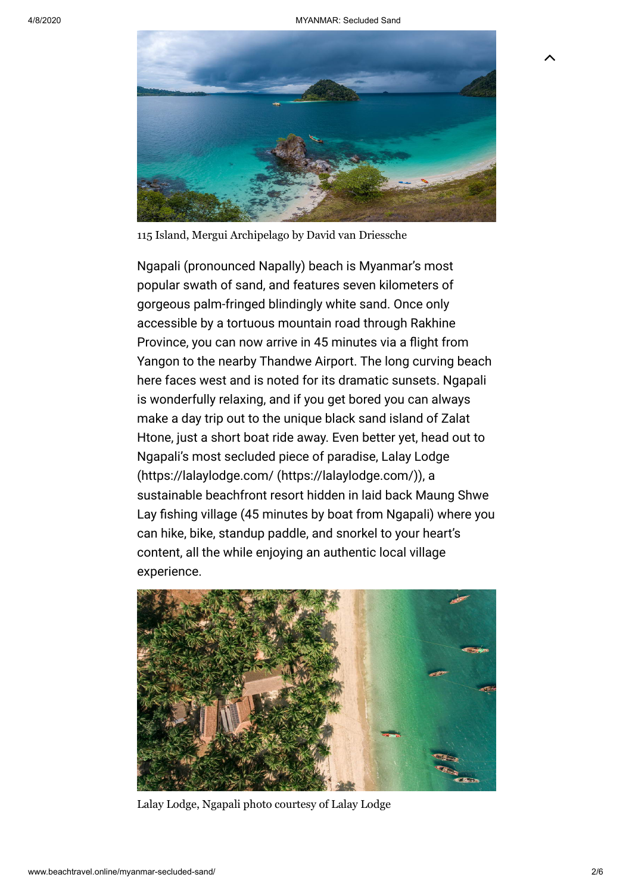115 Island, Mergui Archipelago by David van Driessche

Ngapali (pronounced Napally) beach is Myanmar's most popular swath of sand, and features seven kilometers of gorgeous palm-fringed blindingly white sand. Once only accessible by a tortuous mountain road through Rakhine Province, you can now arrive in 45 minutes via a flight from Yangon to the nearby Thandwe Airport. The long curving beach here faces west and is noted for its dramatic sunsets. Ngapali is wonderfully relaxing, and if you get bored you can always make a day trip out to the unique black sand island of Zalat Htone, just a short boat ride away. Even better yet, head out to Ngapali's most secluded piece of paradise, Lalay Lodge (https://lalaylodge.com/ (https://lalaylodge.com/)), a sustainable beachfront resort hidden in laid back Maung Shwe Lay fishing village (45 minutes by boat from Ngapali) where you can hike, bike, standup paddle, and snorkel to your heart's content, all the while enjoying an authentic local village experience.

Lalay Lodge, Ngapali photo courtesy of Lalay Lodge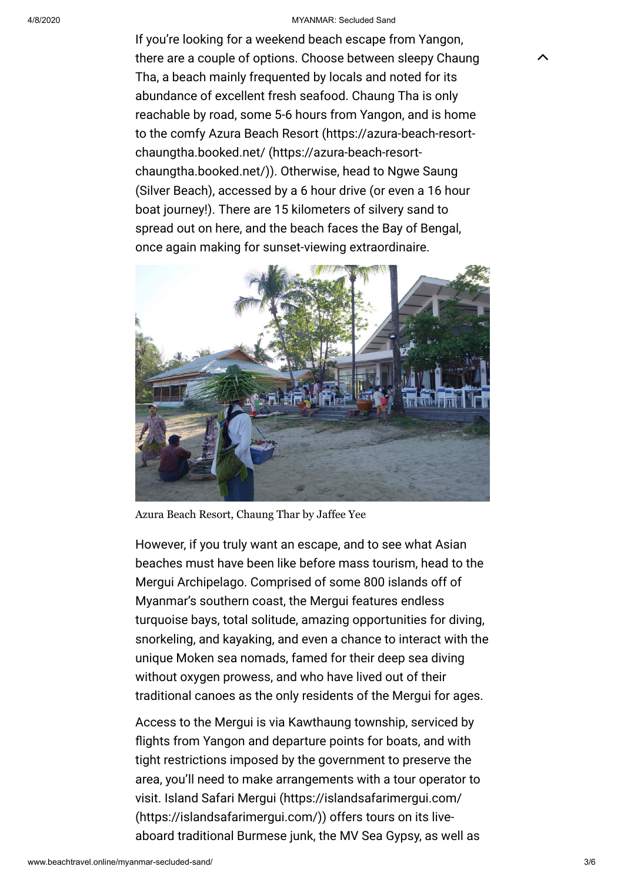If you're looking for a weekend beach escape from Yangon, there are a couple of options. Choose between sleepy Chaung Tha, a beach mainly frequented by locals and noted for its abundance of excellent fresh seafood. Chaung Tha is only reachable by road, some 5-6 hours from Yangon, and is home to the comfy Azura Beach Resort (https://azura-beach-resort-chaungtha.booked.net/ (https://azura-beach-resort-chaungtha.booked.net/)). Otherwise, head to Ngwe Saung (Silver Beach), accessed by a 6 hour drive (or even a 16 hour boat journey!). There are 15 kilometers of silvery sand to spread out on here, and the beach faces the Bay of Bengal, once again making for sunset-viewing extraordinaire.

Azura Beach Resort, Chaung Thar by Jaffee Yee

However, if you truly want an escape, and to see what Asian beaches must have been like before mass tourism, head to the Mergui Archipelago. Comprised of some 800 islands off of Myanmar's southern coast, the Mergui features endless turquoise bays, total solitude, amazing opportunities for diving, snorkeling, and kayaking, and even a chance to interact with the unique Moken sea nomads, famed for their deep sea diving without oxygen prowess, and who have lived out of their traditional canoes as the only residents of the Mergui for ages.

Access to the Mergui is via Kawthaung township, serviced by flights from Yangon and departure points for boats, and with tight restrictions imposed by the government to preserve the area, you'll need to make arrangements with a tour operator to visit. Island Safari Mergui (https://islandsafarimergui.com/ (https://islandsafarimergui.com/)) offers tours on its live-aboard traditional Burmese junk, the MV Sea Gypsy, as well as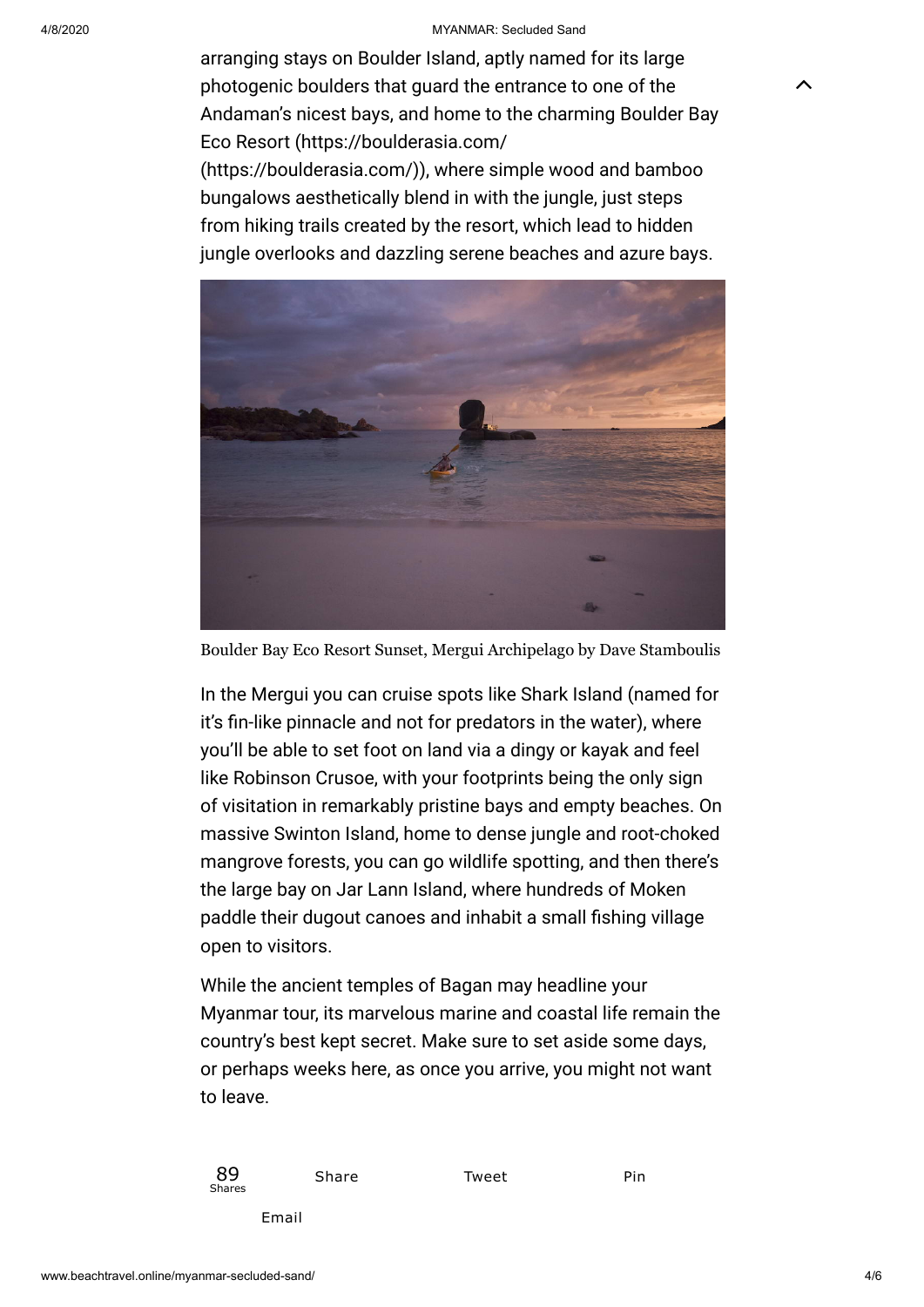arranging stays on Boulder Island, aptly named for its large photogenic boulders that guard the entrance to one of the Andaman's nicest bays, and home to the charming Boulder Bay Eco Resort (https://boulderasia.com/ (https://boulderasia.com/)), where simple wood and bamboo bungalows aesthetically blend in with the jungle, just steps from hiking trails created by the resort, which lead to hidden jungle overlooks and dazzling serene beaches and azure bays.

Boulder Bay Eco Resort Sunset, Mergui Archipelago by Dave Stamboulis

In the Mergui you can cruise spots like Shark Island (named for it's fin-like pinnacle and not for predators in the water), where you'll be able to set foot on land via a dingy or kayak and feel like Robinson Crusoe, with your footprints being the only sign of visitation in remarkably pristine bays and empty beaches. On massive Swinton Island, home to dense jungle and root-choked mangrove forests, you can go wildlife spotting, and then there's the large bay on Jar Lann Island, where hundreds of Moken paddle their dugout canoes and inhabit a small fishing village open to visitors.

While the ancient temples of Bagan may headline your Myanmar tour, its marvelous marine and coastal life remain the country's best kept secret. Make sure to set aside some days, or perhaps weeks here, as once you arrive, you might not want to leave.

89 Shares | Share | Tweet | Pin | Email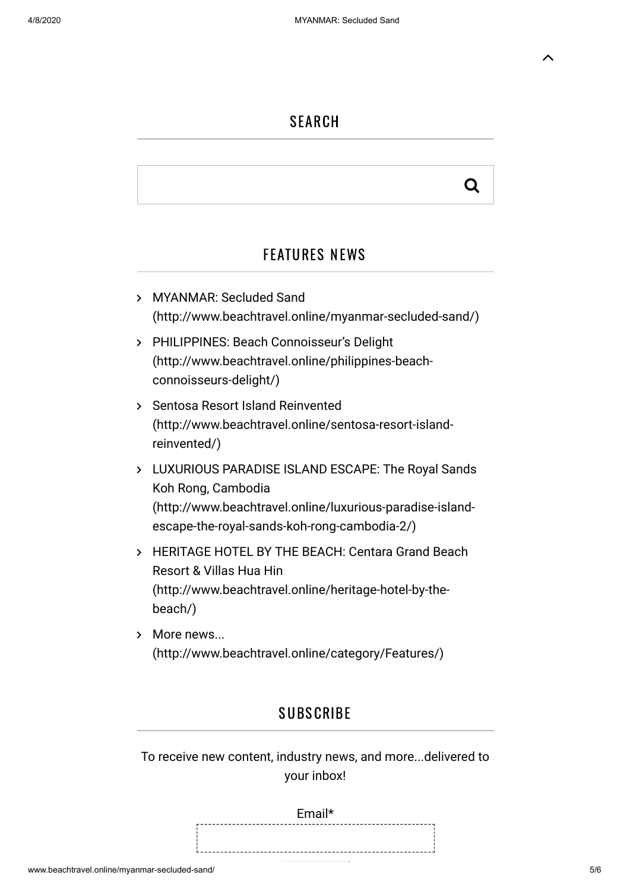## SEARCH

## FEATURES NEWS

- MYANMAR: Secluded Sand (http://www.beachtravel.online/myanmar-secluded-sand/)
- PHILIPPINES: Beach Connoisseur's Delight (http://www.beachtravel.online/philippines-beach-connoisseurs-delight/)
- Sentosa Resort Island Reinvented (http://www.beachtravel.online/sentosa-resort-island-reinvented/)
- LUXURIOUS PARADISE ISLAND ESCAPE: The Royal Sands Koh Rong, Cambodia (http://www.beachtravel.online/luxurious-paradise-island-escape-the-royal-sands-koh-rong-cambodia-2/)
- HERITAGE HOTEL BY THE BEACH: Centara Grand Beach Resort & Villas Hua Hin (http://www.beachtravel.online/heritage-hotel-by-the-beach/)
- More news... (http://www.beachtravel.online/category/Features/)

## SUBSCRIBE

To receive new content, industry news, and more...delivered to your inbox!

Email*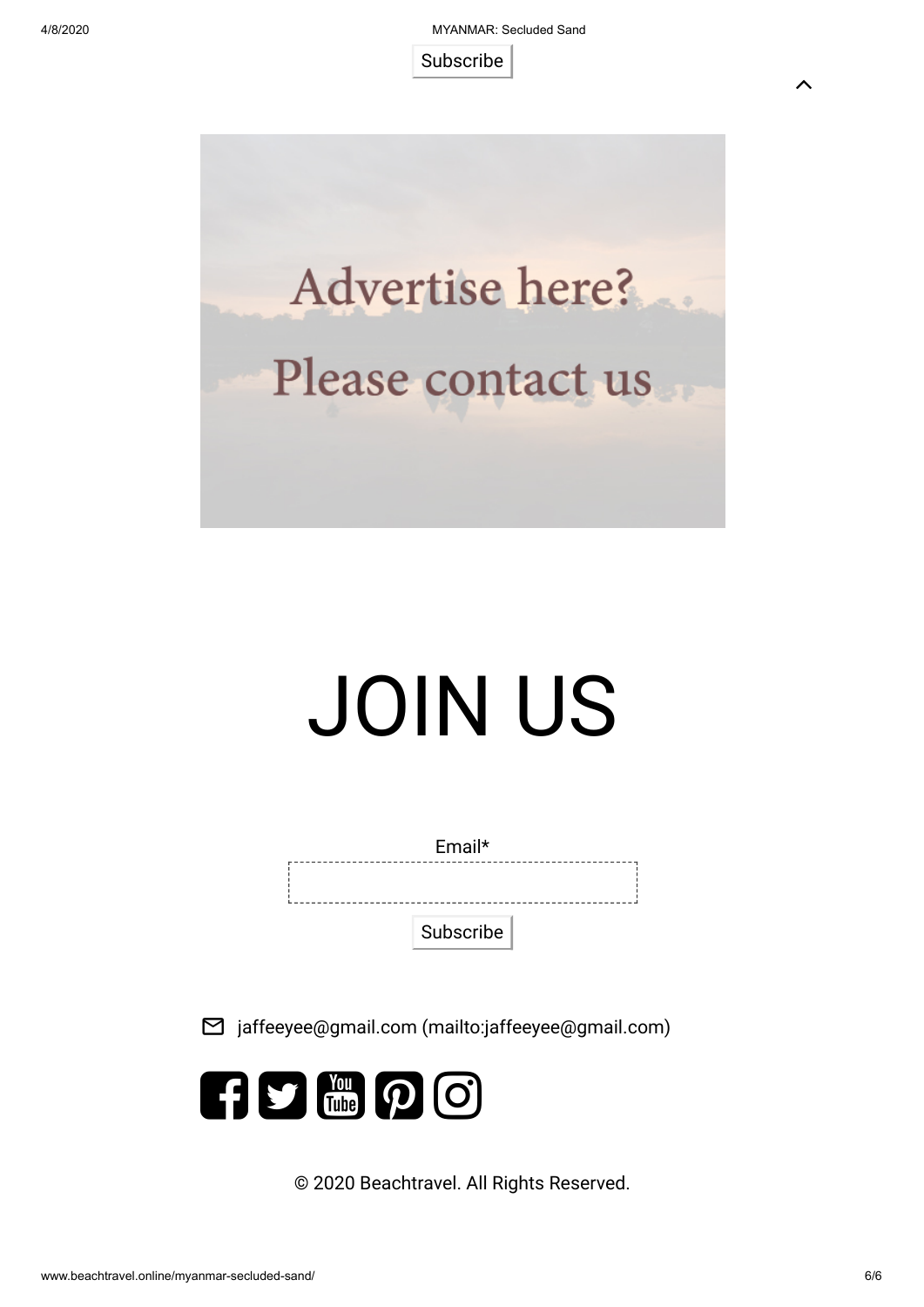Subscribe

Advertise here?

Please contact us

# JOIN US

Email*

Subscribe

jaffeeyee@gmail.com (mailto:jaffeeyee@gmail.com)

© 2020 Beachtravel. All Rights Reserved.